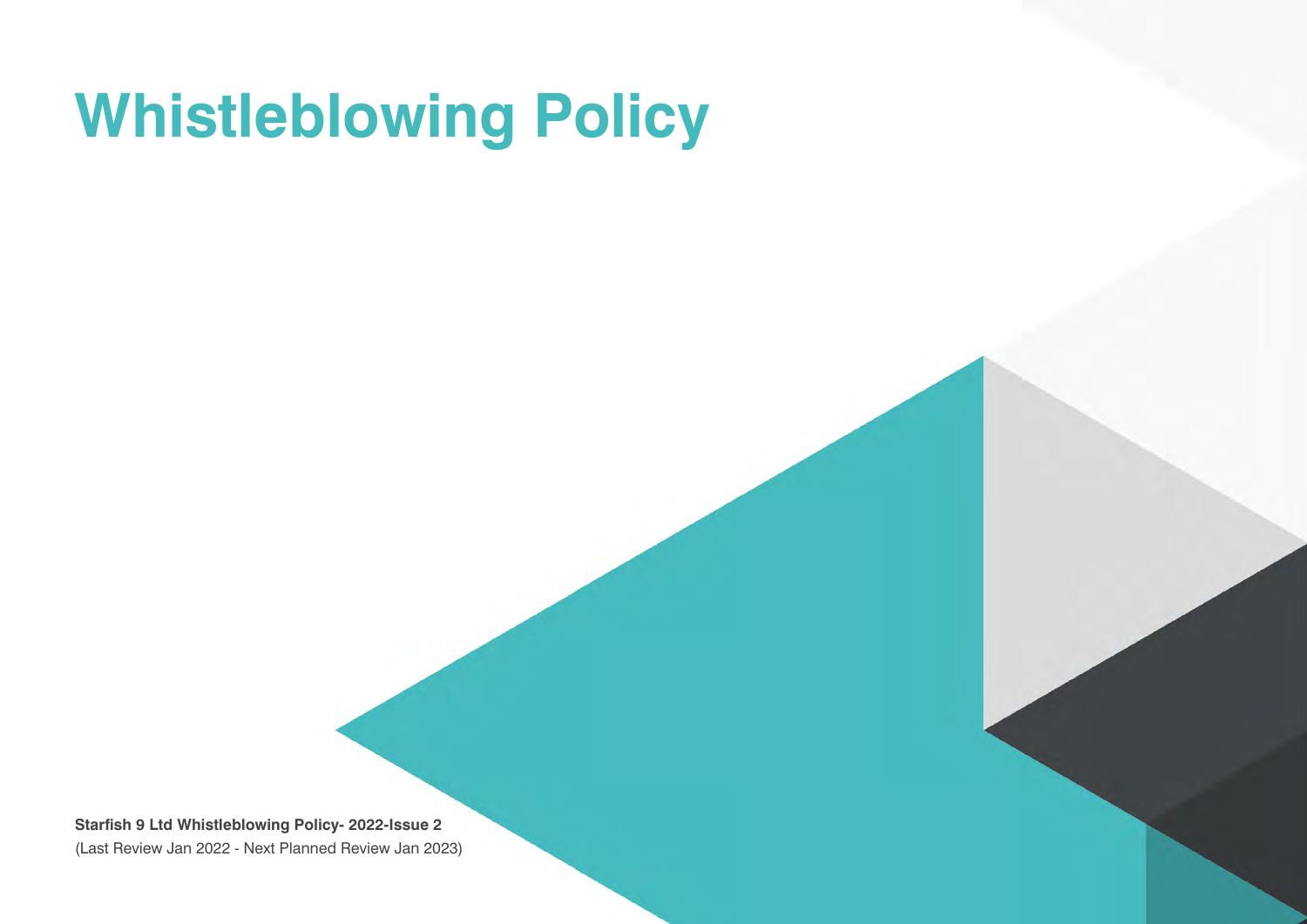# Whistleblowing Policy

**Starfish 9 Ltd Whistleblowing Policy- 2022-Issue 2**

(Last Review Jan 2022 - Next Planned Review Jan 2023)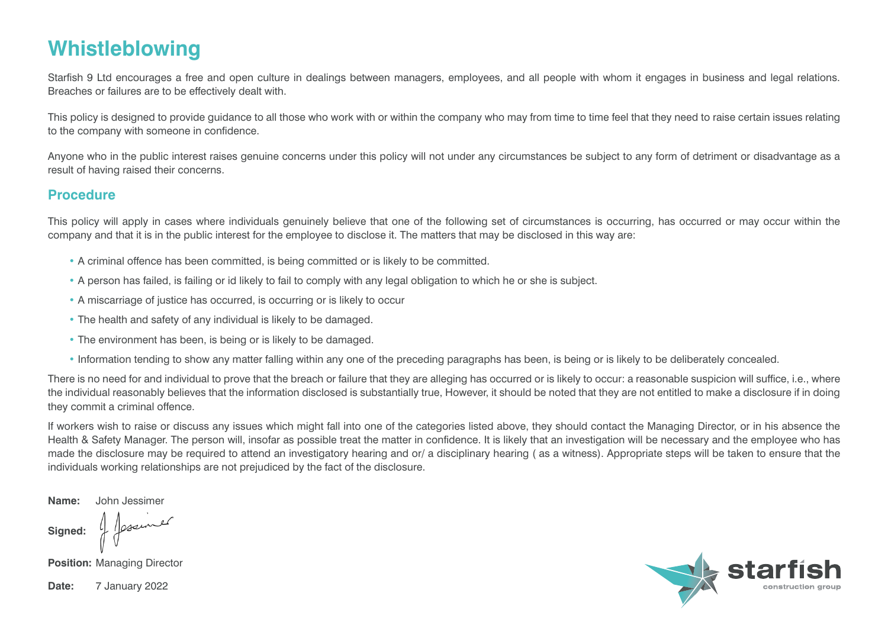# Whistleblowing

Starfish 9 Ltd encourages a free and open culture in dealings between managers, employees, and all people with whom it engages in business and legal relations. Breaches or failures are to be effectively dealt with.

This policy is designed to provide guidance to all those who work with or within the company who may from time to time feel that they need to raise certain issues relating to the company with someone in confidence.

Anyone who in the public interest raises genuine concerns under this policy will not under any circumstances be subject to any form of detriment or disadvantage as a result of having raised their concerns.

## Procedure

This policy will apply in cases where individuals genuinely believe that one of the following set of circumstances is occurring, has occurred or may occur within the company and that it is in the public interest for the employee to disclose it. The matters that may be disclosed in this way are:

- A criminal offence has been committed, is being committed or is likely to be committed.
- A person has failed, is failing or id likely to fail to comply with any legal obligation to which he or she is subject.
- A miscarriage of justice has occurred, is occurring or is likely to occur
- The health and safety of any individual is likely to be damaged.
- The environment has been, is being or is likely to be damaged.
- Information tending to show any matter falling within any one of the preceding paragraphs has been, is being or is likely to be deliberately concealed.

There is no need for and individual to prove that the breach or failure that they are alleging has occurred or is likely to occur: a reasonable suspicion will suffice, i.e., where the individual reasonably believes that the information disclosed is substantially true, However, it should be noted that they are not entitled to make a disclosure if in doing they commit a criminal offence.

If workers wish to raise or discuss any issues which might fall into one of the categories listed above, they should contact the Managing Director, or in his absence the Health & Safety Manager. The person will, insofar as possible treat the matter in confidence. It is likely that an investigation will be necessary and the employee who has made the disclosure may be required to attend an investigatory hearing and or/ a disciplinary hearing ( as a witness). Appropriate steps will be taken to ensure that the individuals working relationships are not prejudiced by the fact of the disclosure.

**Name:** John Jessimer

**Signed:** J Jessimer

**Position:** Managing Director

**Date:** 7 January 2022

starfish construction group